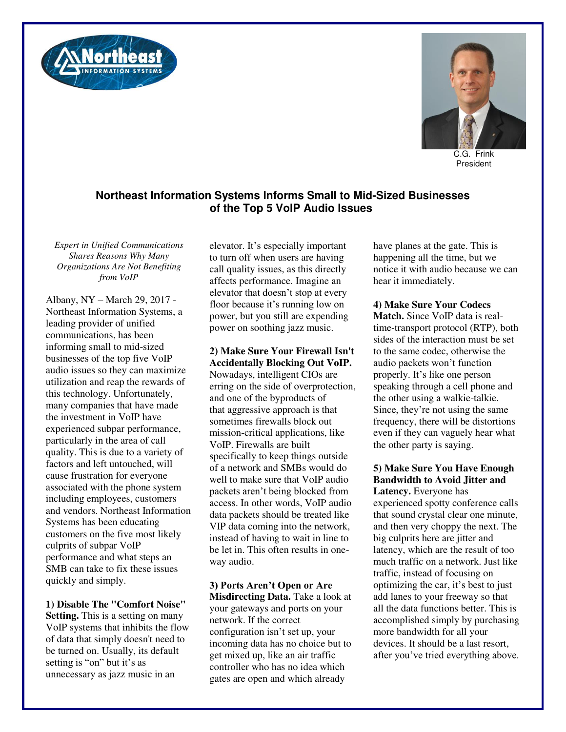C.G. Frink
President

# Northeast Information Systems Informs Small to Mid-Sized Businesses of the Top 5 VoIP Audio Issues

*Expert in Unified Communications Shares Reasons Why Many Organizations Are Not Benefiting from VoIP*

Albany, NY – March 29, 2017 - Northeast Information Systems, a leading provider of unified communications, has been informing small to mid-sized businesses of the top five VoIP audio issues so they can maximize utilization and reap the rewards of this technology. Unfortunately, many companies that have made the investment in VoIP have experienced subpar performance, particularly in the area of call quality. This is due to a variety of factors and left untouched, will cause frustration for everyone associated with the phone system including employees, customers and vendors. Northeast Information Systems has been educating customers on the five most likely culprits of subpar VoIP performance and what steps an SMB can take to fix these issues quickly and simply.

**1) Disable The "Comfort Noise" Setting.** This is a setting on many VoIP systems that inhibits the flow of data that simply doesn't need to be turned on. Usually, its default setting is "on" but it's as unnecessary as jazz music in an elevator. It's especially important to turn off when users are having call quality issues, as this directly affects performance. Imagine an elevator that doesn't stop at every floor because it's running low on power, but you still are expending power on soothing jazz music.

**2) Make Sure Your Firewall Isn't Accidentally Blocking Out VoIP.** Nowadays, intelligent CIOs are erring on the side of overprotection, and one of the byproducts of that aggressive approach is that sometimes firewalls block out mission-critical applications, like VoIP. Firewalls are built specifically to keep things outside of a network and SMBs would do well to make sure that VoIP audio packets aren't being blocked from access. In other words, VoIP audio data packets should be treated like VIP data coming into the network, instead of having to wait in line to be let in. This often results in one-way audio.

**3) Ports Aren't Open or Are Misdirecting Data.** Take a look at your gateways and ports on your network. If the correct configuration isn't set up, your incoming data has no choice but to get mixed up, like an air traffic controller who has no idea which gates are open and which already have planes at the gate. This is happening all the time, but we notice it with audio because we can hear it immediately.

**4) Make Sure Your Codecs Match.** Since VoIP data is real-time-transport protocol (RTP), both sides of the interaction must be set to the same codec, otherwise the audio packets won't function properly. It's like one person speaking through a cell phone and the other using a walkie-talkie. Since, they're not using the same frequency, there will be distortions even if they can vaguely hear what the other party is saying.

**5) Make Sure You Have Enough Bandwidth to Avoid Jitter and Latency.** Everyone has experienced spotty conference calls that sound crystal clear one minute, and then very choppy the next. The big culprits here are jitter and latency, which are the result of too much traffic on a network. Just like traffic, instead of focusing on optimizing the car, it's best to just add lanes to your freeway so that all the data functions better. This is accomplished simply by purchasing more bandwidth for all your devices. It should be a last resort, after you've tried everything above.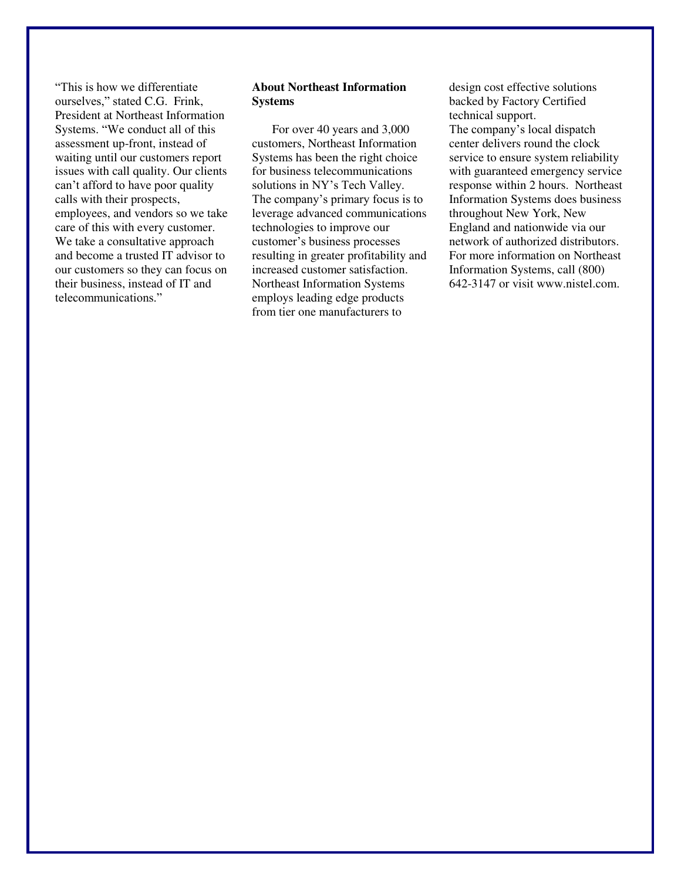"This is how we differentiate ourselves," stated C.G. Frink, President at Northeast Information Systems. "We conduct all of this assessment up-front, instead of waiting until our customers report issues with call quality. Our clients can't afford to have poor quality calls with their prospects, employees, and vendors so we take care of this with every customer. We take a consultative approach and become a trusted IT advisor to our customers so they can focus on their business, instead of IT and telecommunications."

**About Northeast Information Systems**

For over 40 years and 3,000 customers, Northeast Information Systems has been the right choice for business telecommunications solutions in NY's Tech Valley. The company's primary focus is to leverage advanced communications technologies to improve our customer's business processes resulting in greater profitability and increased customer satisfaction. Northeast Information Systems employs leading edge products from tier one manufacturers to design cost effective solutions backed by Factory Certified technical support.

The company's local dispatch center delivers round the clock service to ensure system reliability with guaranteed emergency service response within 2 hours. Northeast Information Systems does business throughout New York, New England and nationwide via our network of authorized distributors. For more information on Northeast Information Systems, call (800) 642-3147 or visit www.nistel.com.